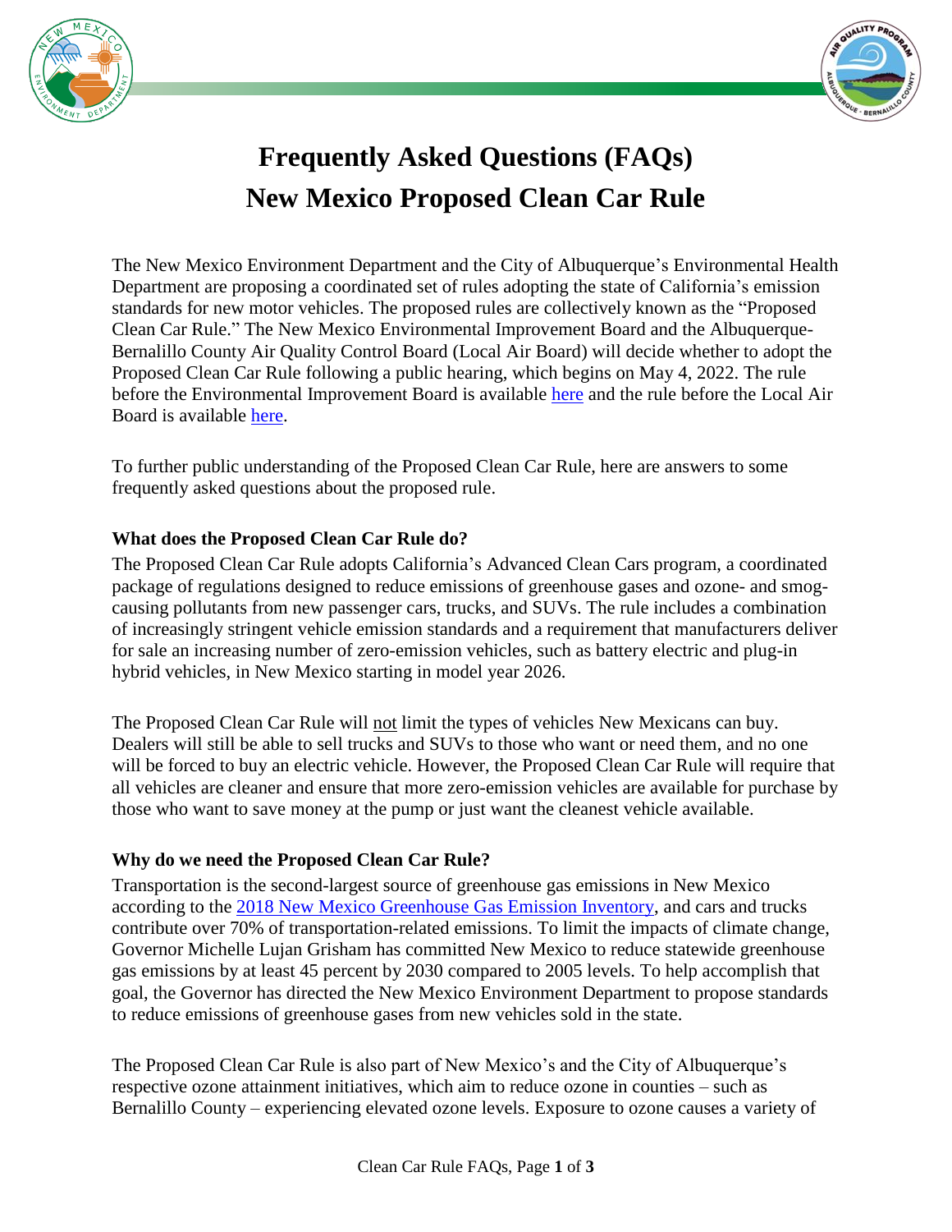# Frequently Asked Questions (FAQs)
# New Mexico Proposed Clean Car Rule

The New Mexico Environment Department and the City of Albuquerque's Environmental Health Department are proposing a coordinated set of rules adopting the state of California's emission standards for new motor vehicles. The proposed rules are collectively known as the "Proposed Clean Car Rule." The New Mexico Environmental Improvement Board and the Albuquerque-Bernalillo County Air Quality Control Board (Local Air Board) will decide whether to adopt the Proposed Clean Car Rule following a public hearing, which begins on May 4, 2022. The rule before the Environmental Improvement Board is available here and the rule before the Local Air Board is available here.

To further public understanding of the Proposed Clean Car Rule, here are answers to some frequently asked questions about the proposed rule.

### What does the Proposed Clean Car Rule do?

The Proposed Clean Car Rule adopts California's Advanced Clean Cars program, a coordinated package of regulations designed to reduce emissions of greenhouse gases and ozone- and smog-causing pollutants from new passenger cars, trucks, and SUVs. The rule includes a combination of increasingly stringent vehicle emission standards and a requirement that manufacturers deliver for sale an increasing number of zero-emission vehicles, such as battery electric and plug-in hybrid vehicles, in New Mexico starting in model year 2026.

The Proposed Clean Car Rule will not limit the types of vehicles New Mexicans can buy. Dealers will still be able to sell trucks and SUVs to those who want or need them, and no one will be forced to buy an electric vehicle. However, the Proposed Clean Car Rule will require that all vehicles are cleaner and ensure that more zero-emission vehicles are available for purchase by those who want to save money at the pump or just want the cleanest vehicle available.

### Why do we need the Proposed Clean Car Rule?

Transportation is the second-largest source of greenhouse gas emissions in New Mexico according to the 2018 New Mexico Greenhouse Gas Emission Inventory, and cars and trucks contribute over 70% of transportation-related emissions. To limit the impacts of climate change, Governor Michelle Lujan Grisham has committed New Mexico to reduce statewide greenhouse gas emissions by at least 45 percent by 2030 compared to 2005 levels. To help accomplish that goal, the Governor has directed the New Mexico Environment Department to propose standards to reduce emissions of greenhouse gases from new vehicles sold in the state.

The Proposed Clean Car Rule is also part of New Mexico's and the City of Albuquerque's respective ozone attainment initiatives, which aim to reduce ozone in counties – such as Bernalillo County – experiencing elevated ozone levels. Exposure to ozone causes a variety of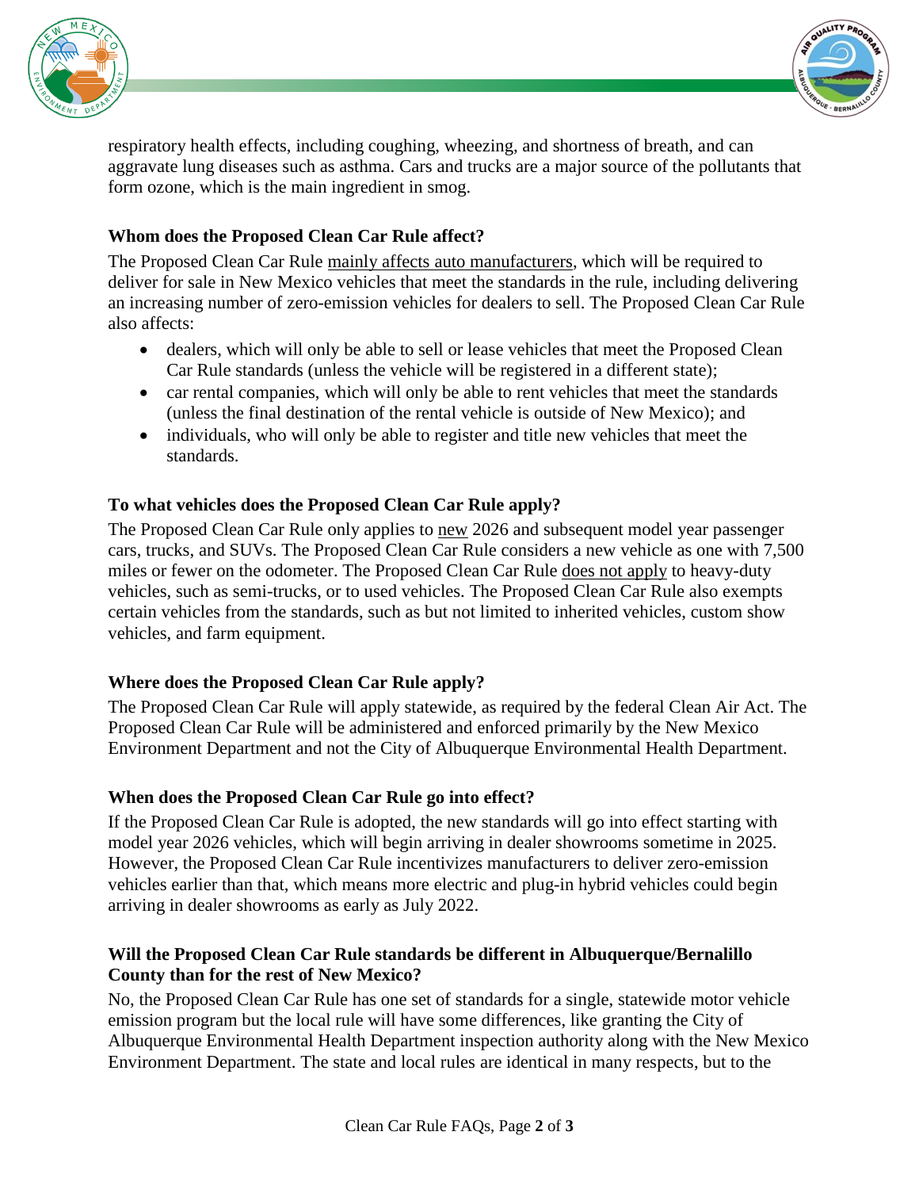respiratory health effects, including coughing, wheezing, and shortness of breath, and can aggravate lung diseases such as asthma. Cars and trucks are a major source of the pollutants that form ozone, which is the main ingredient in smog.

**Whom does the Proposed Clean Car Rule affect?**

The Proposed Clean Car Rule mainly affects auto manufacturers, which will be required to deliver for sale in New Mexico vehicles that meet the standards in the rule, including delivering an increasing number of zero-emission vehicles for dealers to sell. The Proposed Clean Car Rule also affects:

- dealers, which will only be able to sell or lease vehicles that meet the Proposed Clean Car Rule standards (unless the vehicle will be registered in a different state);
- car rental companies, which will only be able to rent vehicles that meet the standards (unless the final destination of the rental vehicle is outside of New Mexico); and
- individuals, who will only be able to register and title new vehicles that meet the standards.

**To what vehicles does the Proposed Clean Car Rule apply?**

The Proposed Clean Car Rule only applies to new 2026 and subsequent model year passenger cars, trucks, and SUVs. The Proposed Clean Car Rule considers a new vehicle as one with 7,500 miles or fewer on the odometer. The Proposed Clean Car Rule does not apply to heavy-duty vehicles, such as semi-trucks, or to used vehicles. The Proposed Clean Car Rule also exempts certain vehicles from the standards, such as but not limited to inherited vehicles, custom show vehicles, and farm equipment.

**Where does the Proposed Clean Car Rule apply?**

The Proposed Clean Car Rule will apply statewide, as required by the federal Clean Air Act. The Proposed Clean Car Rule will be administered and enforced primarily by the New Mexico Environment Department and not the City of Albuquerque Environmental Health Department.

**When does the Proposed Clean Car Rule go into effect?**

If the Proposed Clean Car Rule is adopted, the new standards will go into effect starting with model year 2026 vehicles, which will begin arriving in dealer showrooms sometime in 2025. However, the Proposed Clean Car Rule incentivizes manufacturers to deliver zero-emission vehicles earlier than that, which means more electric and plug-in hybrid vehicles could begin arriving in dealer showrooms as early as July 2022.

**Will the Proposed Clean Car Rule standards be different in Albuquerque/Bernalillo County than for the rest of New Mexico?**

No, the Proposed Clean Car Rule has one set of standards for a single, statewide motor vehicle emission program but the local rule will have some differences, like granting the City of Albuquerque Environmental Health Department inspection authority along with the New Mexico Environment Department. The state and local rules are identical in many respects, but to the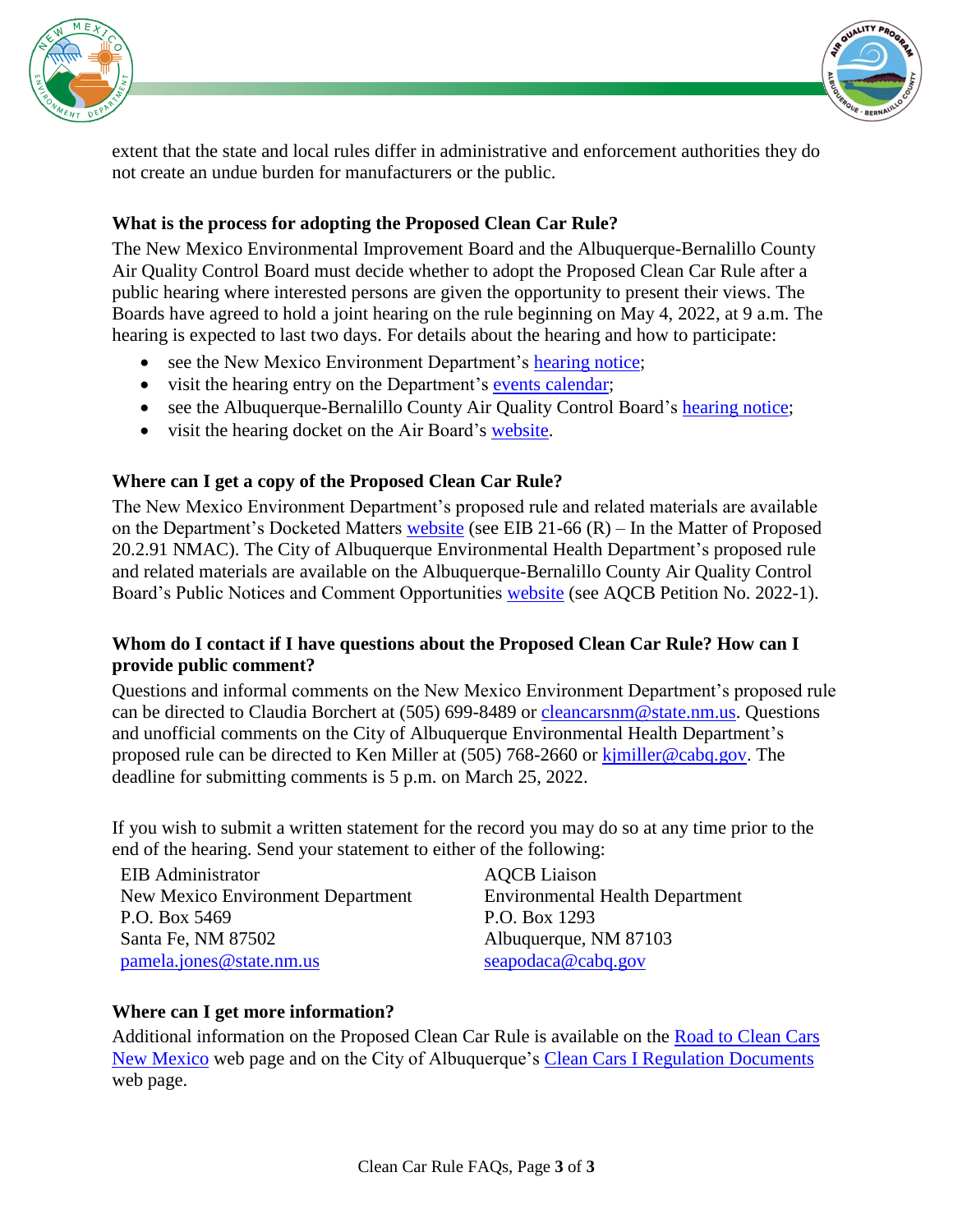extent that the state and local rules differ in administrative and enforcement authorities they do not create an undue burden for manufacturers or the public.

### What is the process for adopting the Proposed Clean Car Rule?

The New Mexico Environmental Improvement Board and the Albuquerque-Bernalillo County Air Quality Control Board must decide whether to adopt the Proposed Clean Car Rule after a public hearing where interested persons are given the opportunity to present their views. The Boards have agreed to hold a joint hearing on the rule beginning on May 4, 2022, at 9 a.m. The hearing is expected to last two days. For details about the hearing and how to participate:

- see the New Mexico Environment Department's hearing notice;
- visit the hearing entry on the Department's events calendar;
- see the Albuquerque-Bernalillo County Air Quality Control Board's hearing notice;
- visit the hearing docket on the Air Board's website.

### Where can I get a copy of the Proposed Clean Car Rule?

The New Mexico Environment Department's proposed rule and related materials are available on the Department's Docketed Matters website (see EIB 21-66 (R) – In the Matter of Proposed 20.2.91 NMAC). The City of Albuquerque Environmental Health Department's proposed rule and related materials are available on the Albuquerque-Bernalillo County Air Quality Control Board's Public Notices and Comment Opportunities website (see AQCB Petition No. 2022-1).

### Whom do I contact if I have questions about the Proposed Clean Car Rule? How can I provide public comment?

Questions and informal comments on the New Mexico Environment Department's proposed rule can be directed to Claudia Borchert at (505) 699-8489 or cleancarsnm@state.nm.us. Questions and unofficial comments on the City of Albuquerque Environmental Health Department's proposed rule can be directed to Ken Miller at (505) 768-2660 or kjmiller@cabq.gov. The deadline for submitting comments is 5 p.m. on March 25, 2022.

If you wish to submit a written statement for the record you may do so at any time prior to the end of the hearing. Send your statement to either of the following:

EIB Administrator
New Mexico Environment Department
P.O. Box 5469
Santa Fe, NM 87502
pamela.jones@state.nm.us

AQCB Liaison
Environmental Health Department
P.O. Box 1293
Albuquerque, NM 87103
seapodaca@cabq.gov

### Where can I get more information?

Additional information on the Proposed Clean Car Rule is available on the Road to Clean Cars New Mexico web page and on the City of Albuquerque's Clean Cars I Regulation Documents web page.